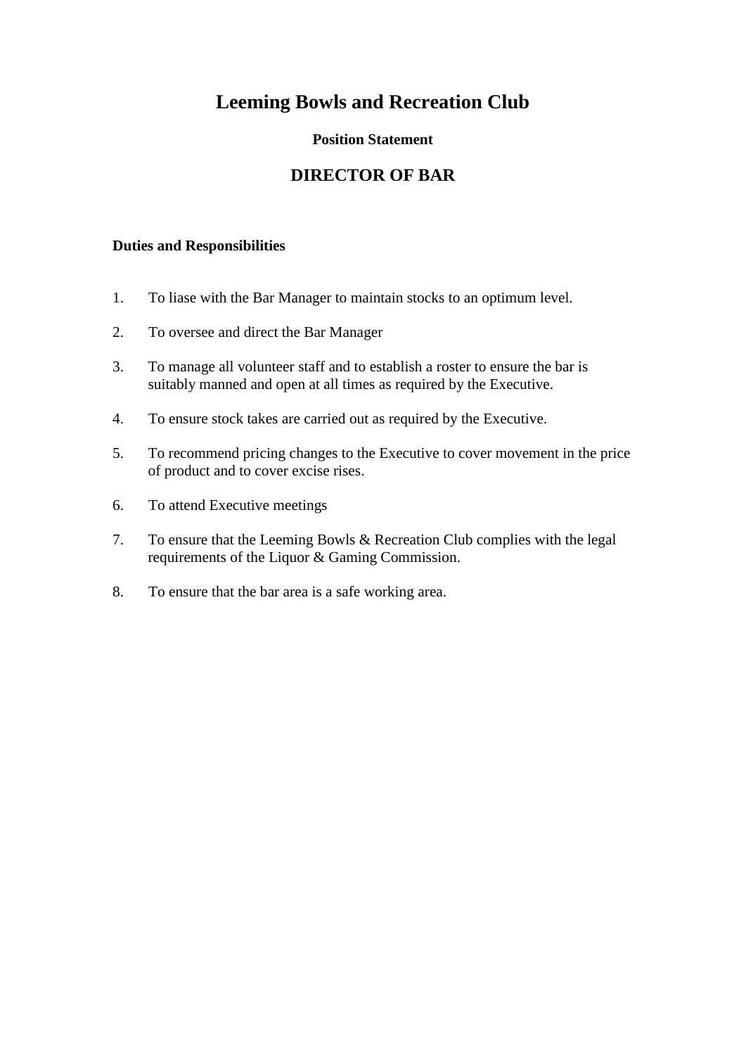# Leeming Bowls and Recreation Club

### Position Statement

## DIRECTOR OF BAR

**Duties and Responsibilities**

1. To liase with the Bar Manager to maintain stocks to an optimum level.
2. To oversee and direct the Bar Manager
3. To manage all volunteer staff and to establish a roster to ensure the bar is suitably manned and open at all times as required by the Executive.
4. To ensure stock takes are carried out as required by the Executive.
5. To recommend pricing changes to the Executive to cover movement in the price of product and to cover excise rises.
6. To attend Executive meetings
7. To ensure that the Leeming Bowls & Recreation Club complies with the legal requirements of the Liquor & Gaming Commission.
8. To ensure that the bar area is a safe working area.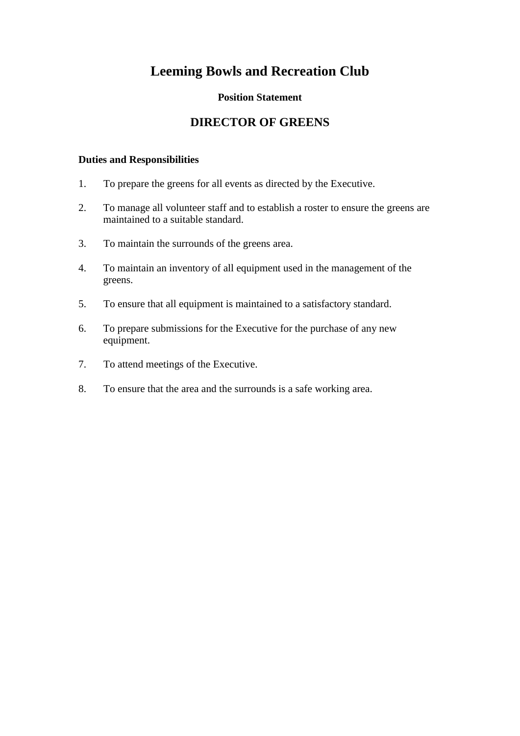# Leeming Bowls and Recreation Club

### Position Statement

## DIRECTOR OF GREENS

**Duties and Responsibilities**

1. To prepare the greens for all events as directed by the Executive.

2. To manage all volunteer staff and to establish a roster to ensure the greens are maintained to a suitable standard.

3. To maintain the surrounds of the greens area.

4. To maintain an inventory of all equipment used in the management of the greens.

5. To ensure that all equipment is maintained to a satisfactory standard.

6. To prepare submissions for the Executive for the purchase of any new equipment.

7. To attend meetings of the Executive.

8. To ensure that the area and the surrounds is a safe working area.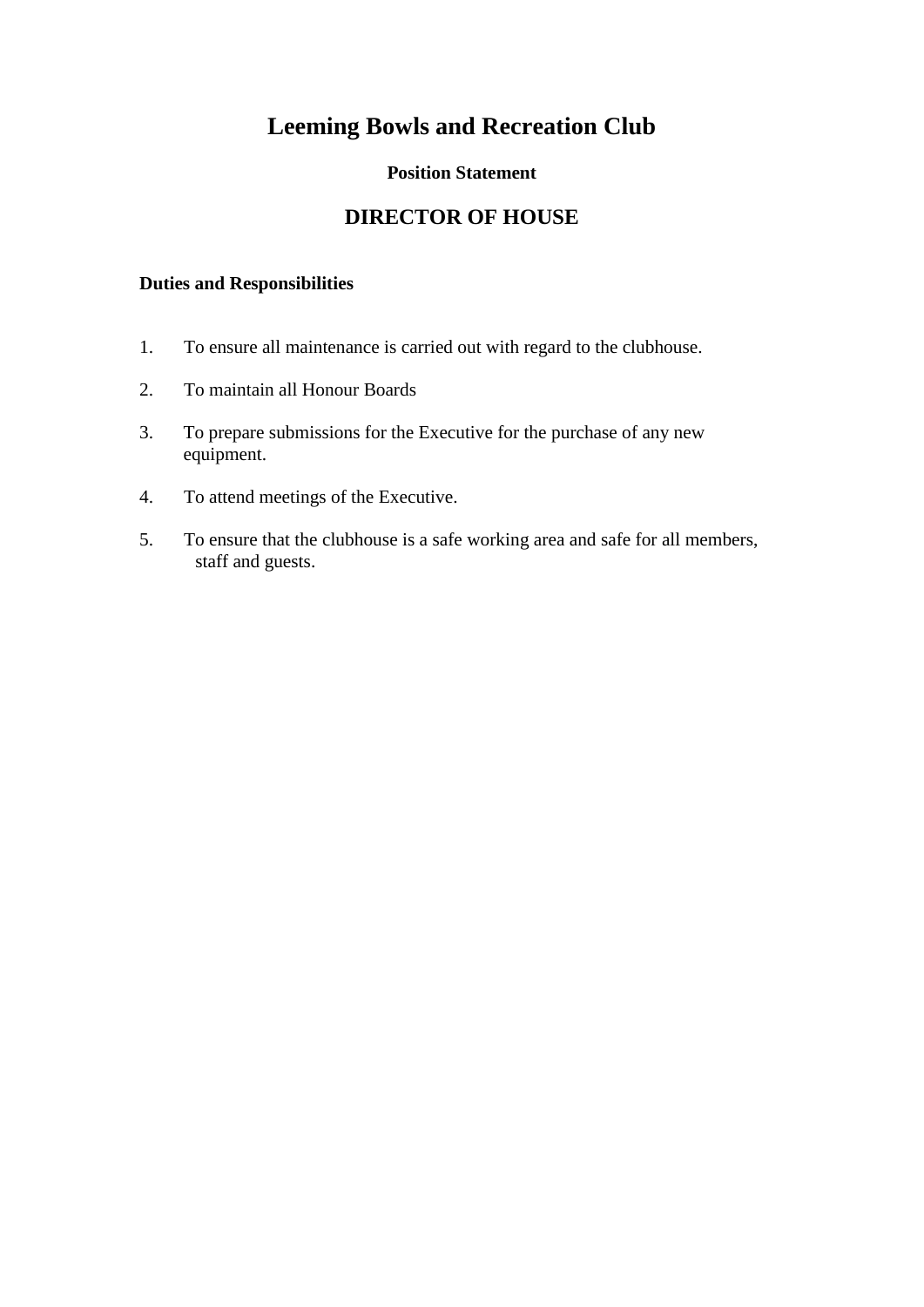# Leeming Bowls and Recreation Club

**Position Statement**

## DIRECTOR OF HOUSE

**Duties and Responsibilities**

1. To ensure all maintenance is carried out with regard to the clubhouse.
2. To maintain all Honour Boards
3. To prepare submissions for the Executive for the purchase of any new equipment.
4. To attend meetings of the Executive.
5. To ensure that the clubhouse is a safe working area and safe for all members, staff and guests.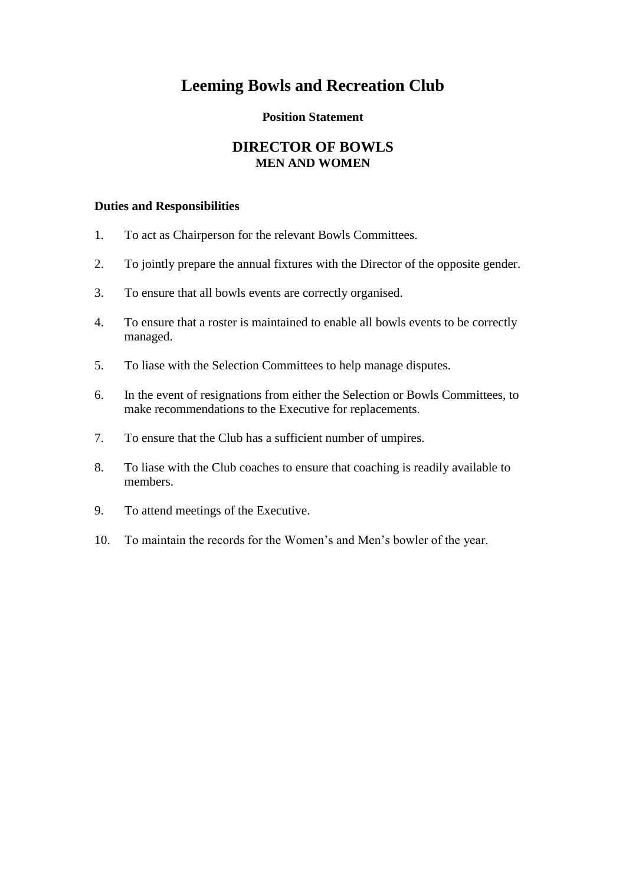# Leeming Bowls and Recreation Club

**Position Statement**

## DIRECTOR OF BOWLS
### MEN AND WOMEN

**Duties and Responsibilities**

1. To act as Chairperson for the relevant Bowls Committees.
2. To jointly prepare the annual fixtures with the Director of the opposite gender.
3. To ensure that all bowls events are correctly organised.
4. To ensure that a roster is maintained to enable all bowls events to be correctly managed.
5. To liase with the Selection Committees to help manage disputes.
6. In the event of resignations from either the Selection or Bowls Committees, to make recommendations to the Executive for replacements.
7. To ensure that the Club has a sufficient number of umpires.
8. To liase with the Club coaches to ensure that coaching is readily available to members.
9. To attend meetings of the Executive.
10. To maintain the records for the Women's and Men's bowler of the year.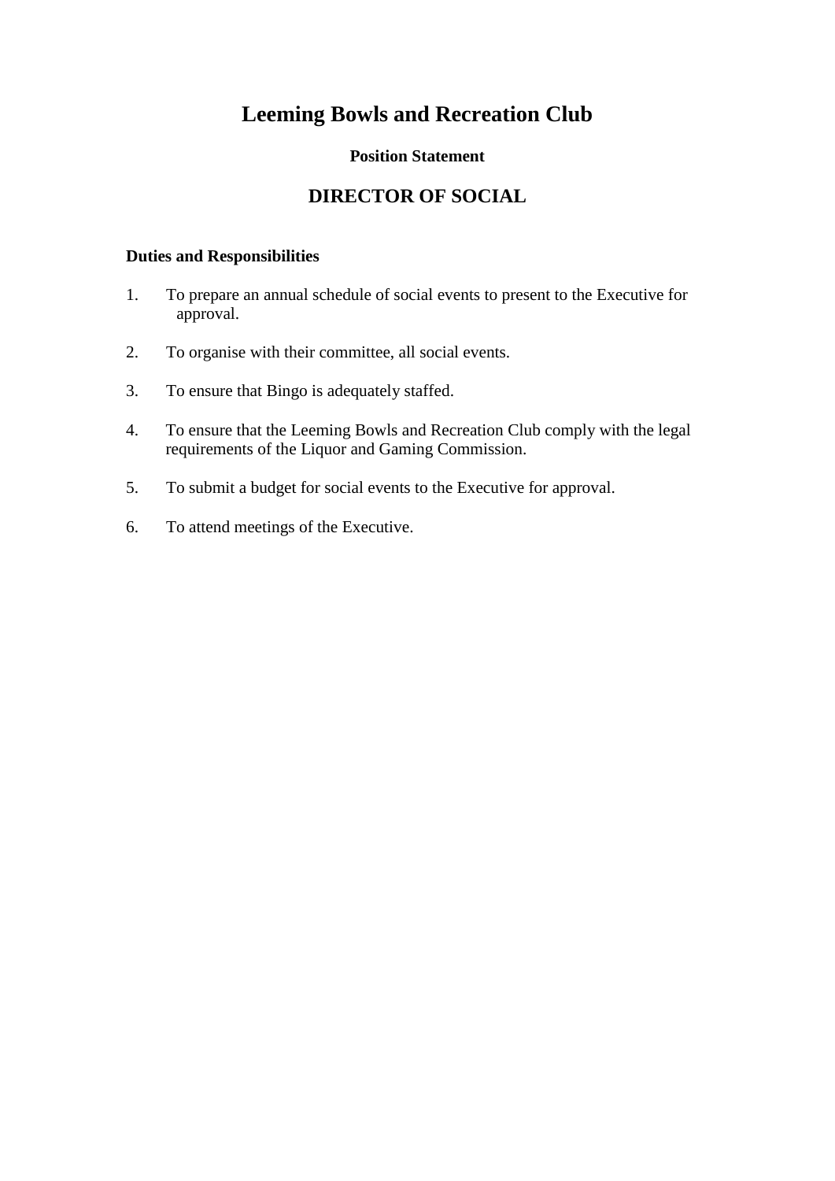# Leeming Bowls and Recreation Club

**Position Statement**

## DIRECTOR OF SOCIAL

**Duties and Responsibilities**

1. To prepare an annual schedule of social events to present to the Executive for approval.

2. To organise with their committee, all social events.

3. To ensure that Bingo is adequately staffed.

4. To ensure that the Leeming Bowls and Recreation Club comply with the legal requirements of the Liquor and Gaming Commission.

5. To submit a budget for social events to the Executive for approval.

6. To attend meetings of the Executive.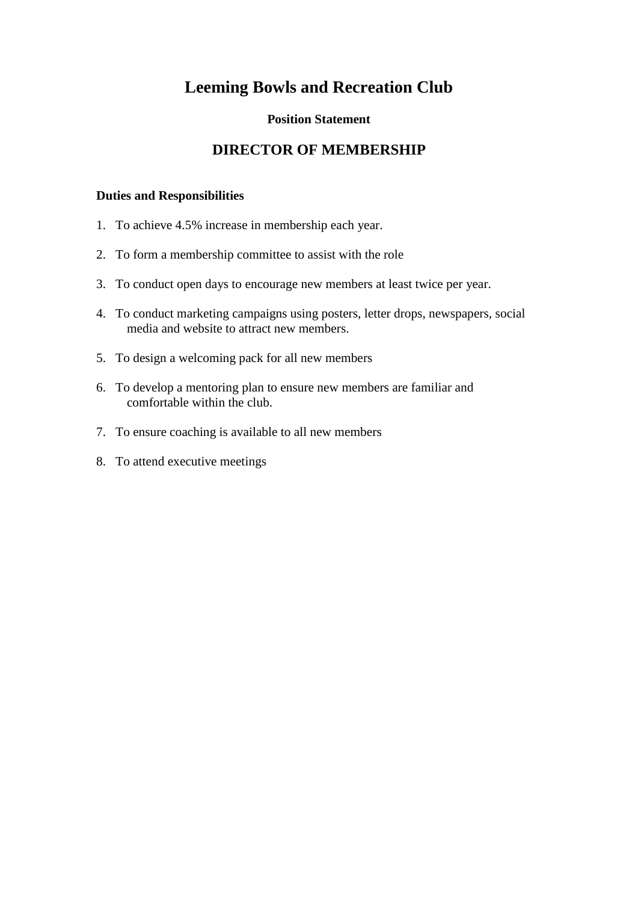# Leeming Bowls and Recreation Club

### Position Statement

## DIRECTOR OF MEMBERSHIP

**Duties and Responsibilities**

1. To achieve 4.5% increase in membership each year.
2. To form a membership committee to assist with the role
3. To conduct open days to encourage new members at least twice per year.
4. To conduct marketing campaigns using posters, letter drops, newspapers, social media and website to attract new members.
5. To design a welcoming pack for all new members
6. To develop a mentoring plan to ensure new members are familiar and comfortable within the club.
7. To ensure coaching is available to all new members
8. To attend executive meetings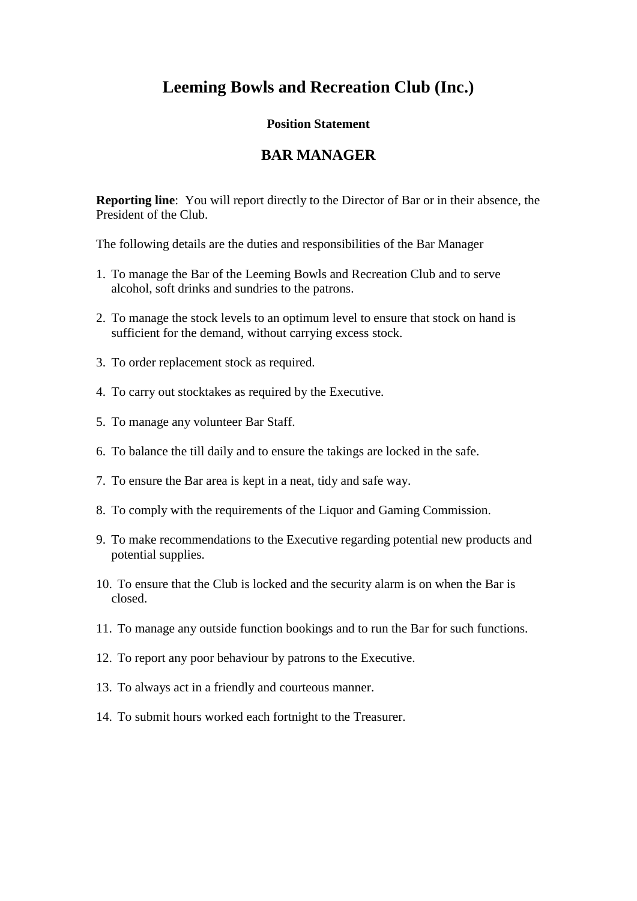# Leeming Bowls and Recreation Club (Inc.)

**Position Statement**

## BAR MANAGER

**Reporting line**: You will report directly to the Director of Bar or in their absence, the President of the Club.

The following details are the duties and responsibilities of the Bar Manager

1. To manage the Bar of the Leeming Bowls and Recreation Club and to serve alcohol, soft drinks and sundries to the patrons.
2. To manage the stock levels to an optimum level to ensure that stock on hand is sufficient for the demand, without carrying excess stock.
3. To order replacement stock as required.
4. To carry out stocktakes as required by the Executive.
5. To manage any volunteer Bar Staff.
6. To balance the till daily and to ensure the takings are locked in the safe.
7. To ensure the Bar area is kept in a neat, tidy and safe way.
8. To comply with the requirements of the Liquor and Gaming Commission.
9. To make recommendations to the Executive regarding potential new products and potential supplies.
10. To ensure that the Club is locked and the security alarm is on when the Bar is closed.
11. To manage any outside function bookings and to run the Bar for such functions.
12. To report any poor behaviour by patrons to the Executive.
13. To always act in a friendly and courteous manner.
14. To submit hours worked each fortnight to the Treasurer.